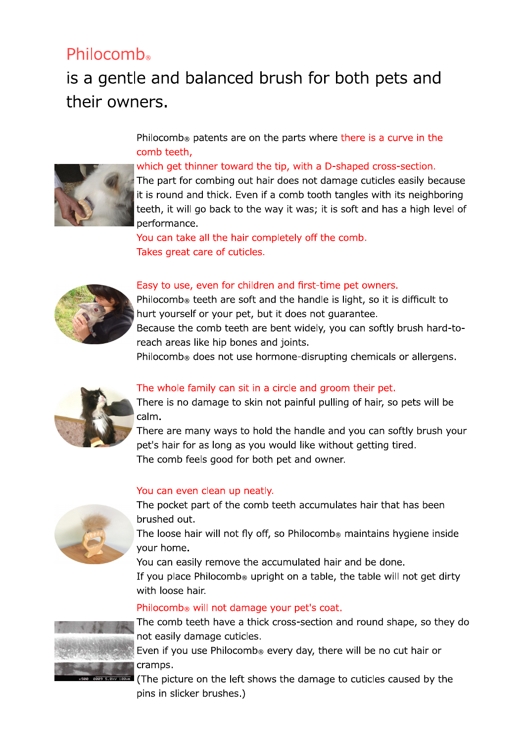# Philocomb®

## is a gentle and balanced brush for both pets and their owners.

Philocomb® patents are on the parts where there is a curve in the comb teeth,

which get thinner toward the tip, with a D-shaped cross-section.

The part for combing out hair does not damage cuticles easily because it is round and thick. Even if a comb tooth tangles with its neighboring teeth, it will go back to the way it was; it is soft and has a high level of performance.

You can take all the hair completely off the comb.

Takes great care of cuticles.

Easy to use, even for children and first-time pet owners.

Philocomb® teeth are soft and the handle is light, so it is difficult to hurt yourself or your pet, but it does not guarantee.

Because the comb teeth are bent widely, you can softly brush hard-to-reach areas like hip bones and joints.

Philocomb® does not use hormone-disrupting chemicals or allergens.

The whole family can sit in a circle and groom their pet.

There is no damage to skin not painful pulling of hair, so pets will be calm.

There are many ways to hold the handle and you can softly brush your pet's hair for as long as you would like without getting tired.

The comb feels good for both pet and owner.

You can even clean up neatly.

The pocket part of the comb teeth accumulates hair that has been brushed out.

The loose hair will not fly off, so Philocomb® maintains hygiene inside your home.

You can easily remove the accumulated hair and be done.

If you place Philocomb® upright on a table, the table will not get dirty with loose hair.

Philocomb® will not damage your pet's coat.

The comb teeth have a thick cross-section and round shape, so they do not easily damage cuticles.

Even if you use Philocomb® every day, there will be no cut hair or cramps.

(The picture on the left shows the damage to cuticles caused by the pins in slicker brushes.)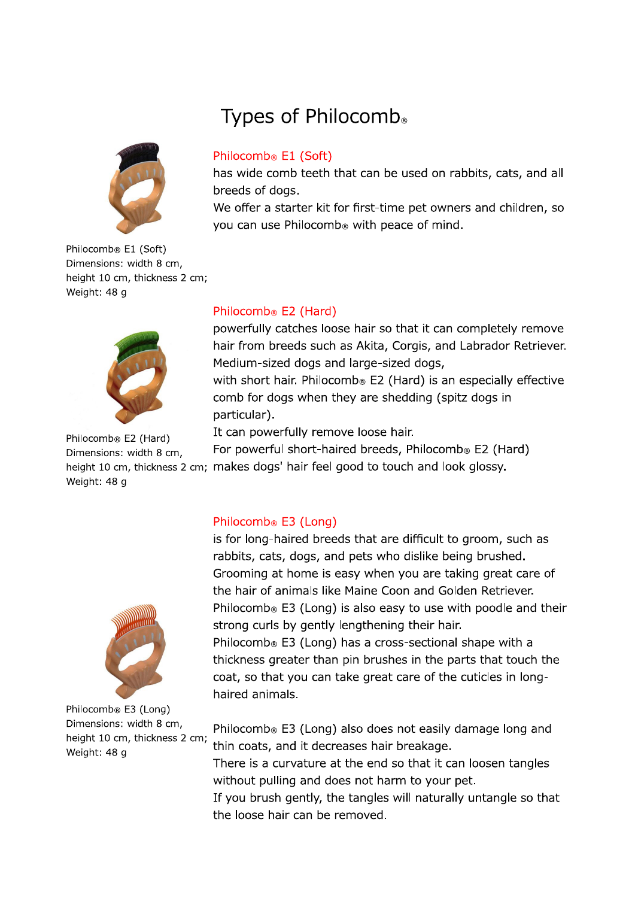# Types of Philocomb®

Philocomb® E1 (Soft)
Dimensions: width 8 cm, height 10 cm, thickness 2 cm;
Weight: 48 g

## Philocomb® E1 (Soft)

has wide comb teeth that can be used on rabbits, cats, and all breeds of dogs.
We offer a starter kit for first-time pet owners and children, so you can use Philocomb® with peace of mind.

Philocomb® E2 (Hard)
Dimensions: width 8 cm, height 10 cm, thickness 2 cm;
Weight: 48 g

## Philocomb® E2 (Hard)

powerfully catches loose hair so that it can completely remove hair from breeds such as Akita, Corgis, and Labrador Retriever. Medium-sized dogs and large-sized dogs, with short hair. Philocomb® E2 (Hard) is an especially effective comb for dogs when they are shedding (spitz dogs in particular).
It can powerfully remove loose hair.
For powerful short-haired breeds, Philocomb® E2 (Hard) makes dogs' hair feel good to touch and look glossy.

Philocomb® E3 (Long)
Dimensions: width 8 cm, height 10 cm, thickness 2 cm;
Weight: 48 g

## Philocomb® E3 (Long)

is for long-haired breeds that are difficult to groom, such as rabbits, cats, dogs, and pets who dislike being brushed. Grooming at home is easy when you are taking great care of the hair of animals like Maine Coon and Golden Retriever. Philocomb® E3 (Long) is also easy to use with poodle and their strong curls by gently lengthening their hair.
Philocomb® E3 (Long) has a cross-sectional shape with a thickness greater than pin brushes in the parts that touch the coat, so that you can take great care of the cuticles in long-haired animals.

Philocomb® E3 (Long) also does not easily damage long and thin coats, and it decreases hair breakage.
There is a curvature at the end so that it can loosen tangles without pulling and does not harm to your pet.
If you brush gently, the tangles will naturally untangle so that the loose hair can be removed.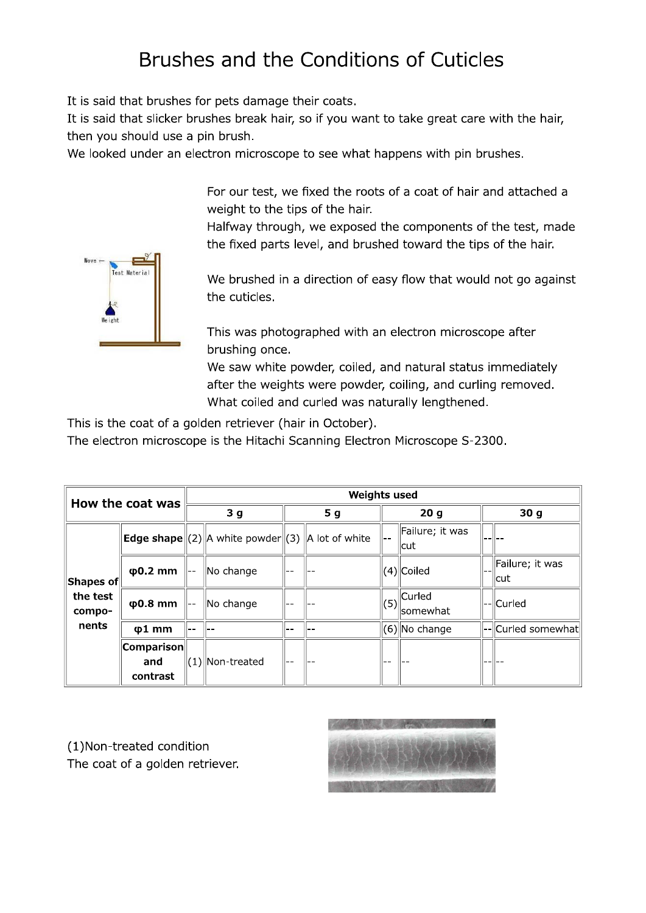# Brushes and the Conditions of Cuticles

It is said that brushes for pets damage their coats.
It is said that slicker brushes break hair, so if you want to take great care with the hair, then you should use a pin brush.
We looked under an electron microscope to see what happens with pin brushes.

For our test, we fixed the roots of a coat of hair and attached a weight to the tips of the hair.
Halfway through, we exposed the components of the test, made the fixed parts level, and brushed toward the tips of the hair.

We brushed in a direction of easy flow that would not go against the cuticles.

This was photographed with an electron microscope after brushing once.
We saw white powder, coiled, and natural status immediately after the weights were powder, coiling, and curling removed.
What coiled and curled was naturally lengthened.

This is the coat of a golden retriever (hair in October).
The electron microscope is the Hitachi Scanning Electron Microscope S-2300.

| How the coat was | | Weights used | | | | | | | |
|---|---|---|---|---|---|---|---|---|---|
| | | 3 g | | 5 g | | 20 g | | 30 g | |
| Shapes of the test components | Edge shape | (2) | A white powder | (3) | A lot of white | -- | Failure; it was cut | -- | -- |
| | φ0.2 mm | -- | No change | -- | -- | (4) | Coiled | -- | Failure; it was cut |
| | φ0.8 mm | -- | No change | -- | -- | (5) | Curled somewhat | -- | Curled |
| | φ1 mm | -- | -- | -- | -- | (6) | No change | -- | Curled somewhat |
| | Comparison and contrast | (1) | Non-treated | -- | -- | -- | -- | -- | -- |

(1)Non-treated condition
The coat of a golden retriever.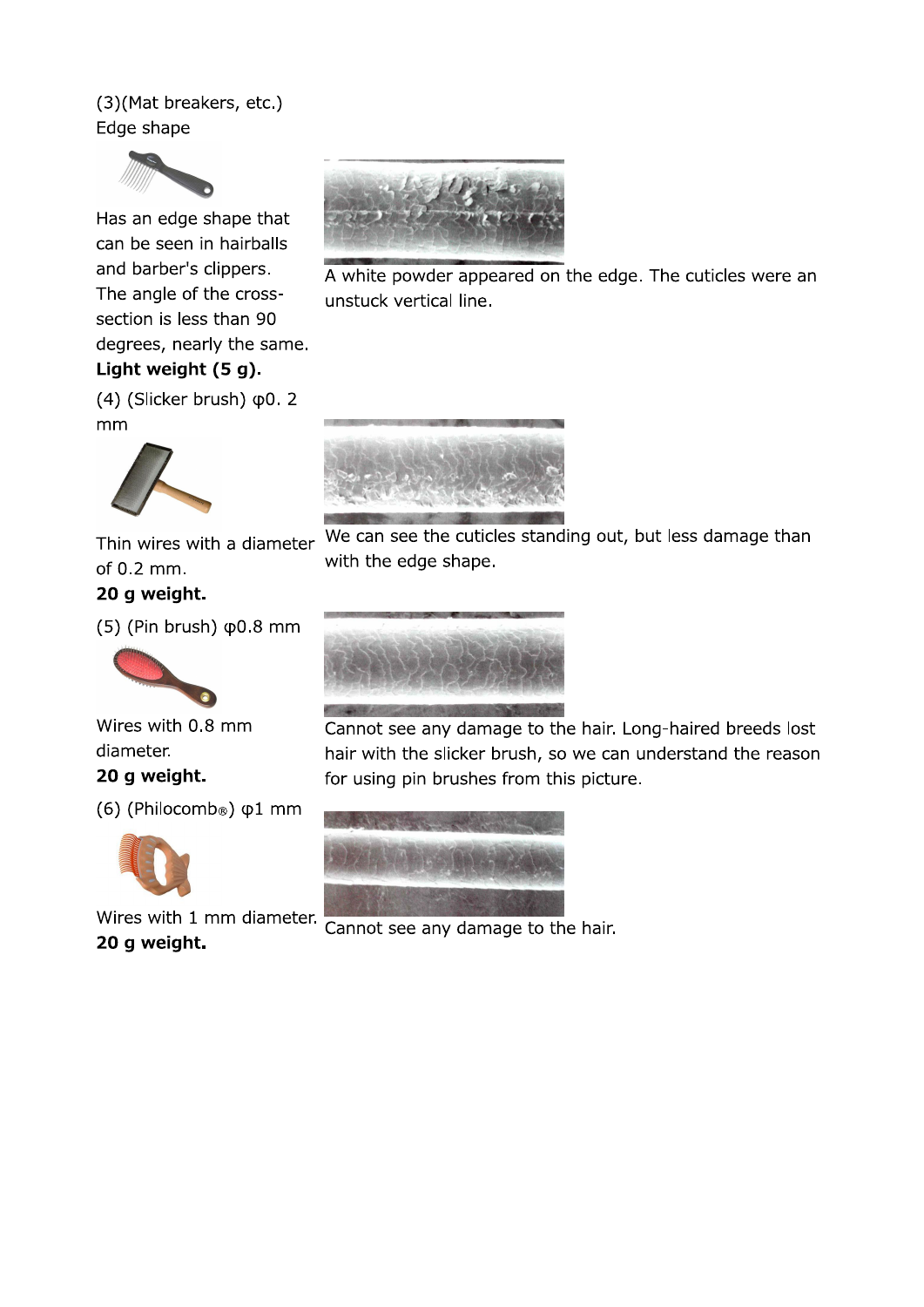(3)(Mat breakers, etc.)
Edge shape

Has an edge shape that can be seen in hairballs and barber's clippers. The angle of the cross-section is less than 90 degrees, nearly the same.
**Light weight (5 g).**

A white powder appeared on the edge. The cuticles were an unstuck vertical line.

(4) (Slicker brush) φ0. 2 mm

Thin wires with a diameter of 0.2 mm.
**20 g weight.**

We can see the cuticles standing out, but less damage than with the edge shape.

(5) (Pin brush) φ0.8 mm

Wires with 0.8 mm diameter.
**20 g weight.**

Cannot see any damage to the hair. Long-haired breeds lost hair with the slicker brush, so we can understand the reason for using pin brushes from this picture.

(6) (Philocomb®) φ1 mm

Wires with 1 mm diameter.
**20 g weight.**

Cannot see any damage to the hair.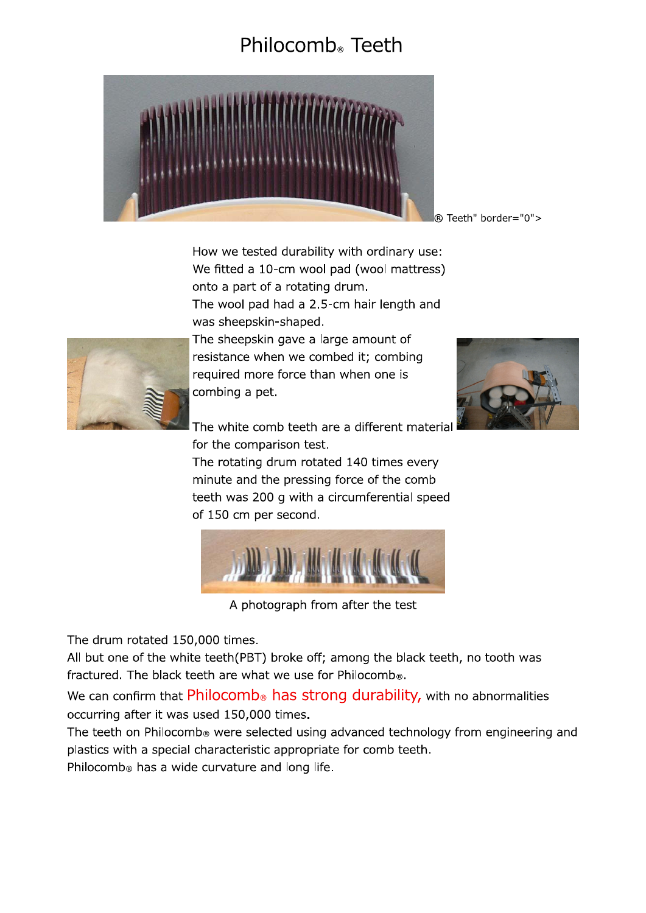# Philocomb® Teeth

® Teeth" border="0">

How we tested durability with ordinary use:
We fitted a 10-cm wool pad (wool mattress) onto a part of a rotating drum.
The wool pad had a 2.5-cm hair length and was sheepskin-shaped.
The sheepskin gave a large amount of resistance when we combed it; combing required more force than when one is combing a pet.

The white comb teeth are a different material for the comparison test.
The rotating drum rotated 140 times every minute and the pressing force of the comb teeth was 200 g with a circumferential speed of 150 cm per second.

A photograph from after the test

The drum rotated 150,000 times.
All but one of the white teeth(PBT) broke off; among the black teeth, no tooth was fractured. The black teeth are what we use for Philocomb®.
We can confirm that Philocomb® has strong durability, with no abnormalities occurring after it was used 150,000 times.
The teeth on Philocomb® were selected using advanced technology from engineering and plastics with a special characteristic appropriate for comb teeth.
Philocomb® has a wide curvature and long life.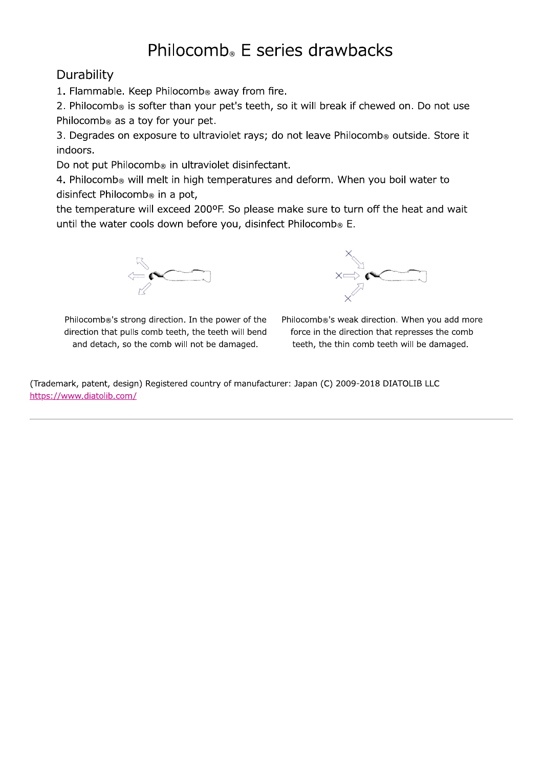# Philocomb® E series drawbacks

## Durability

1. Flammable. Keep Philocomb® away from fire.
2. Philocomb® is softer than your pet's teeth, so it will break if chewed on. Do not use Philocomb® as a toy for your pet.
3. Degrades on exposure to ultraviolet rays; do not leave Philocomb® outside. Store it indoors.

Do not put Philocomb® in ultraviolet disinfectant.

4. Philocomb® will melt in high temperatures and deform. When you boil water to disinfect Philocomb® in a pot,

the temperature will exceed 200ºF. So please make sure to turn off the heat and wait until the water cools down before you, disinfect Philocomb® E.

Philocomb®'s strong direction. In the power of the direction that pulls comb teeth, the teeth will bend and detach, so the comb will not be damaged.

Philocomb®'s weak direction. When you add more force in the direction that represses the comb teeth, the thin comb teeth will be damaged.

(Trademark, patent, design) Registered country of manufacturer: Japan (C) 2009-2018 DIATOLIB LLC
https://www.diatolib.com/